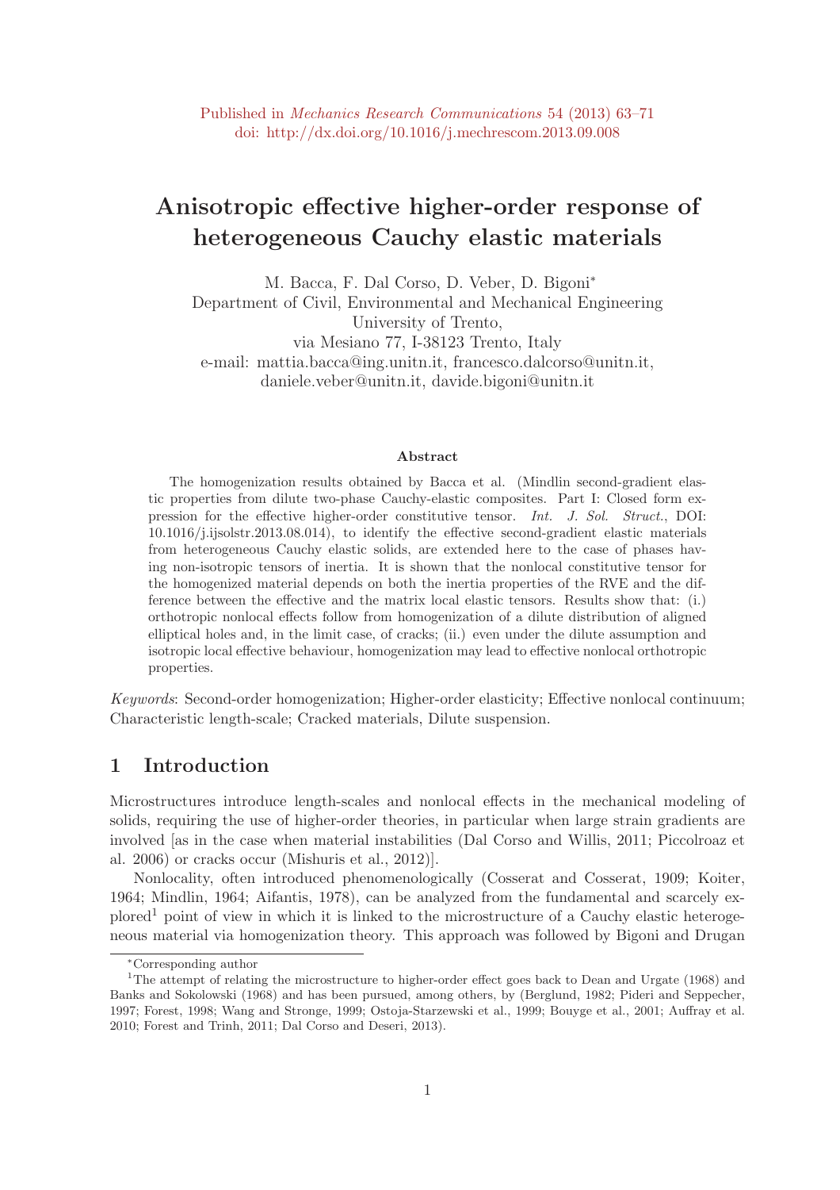Published in *Mechanics Research Communications* 54 (2013) 63–71
doi: http://dx.doi.org/10.1016/j.mechrescom.2013.09.008

# Anisotropic effective higher-order response of heterogeneous Cauchy elastic materials

M. Bacca, F. Dal Corso, D. Veber, D. Bigoni*
Department of Civil, Environmental and Mechanical Engineering
University of Trento,
via Mesiano 77, I-38123 Trento, Italy
e-mail: mattia.bacca@ing.unitn.it, francesco.dalcorso@unitn.it,
daniele.veber@unitn.it, davide.bigoni@unitn.it

### Abstract

The homogenization results obtained by Bacca et al. (Mindlin second-gradient elastic properties from dilute two-phase Cauchy-elastic composites. Part I: Closed form expression for the effective higher-order constitutive tensor. *Int. J. Sol. Struct.*, DOI: 10.1016/j.ijsolstr.2013.08.014), to identify the effective second-gradient elastic materials from heterogeneous Cauchy elastic solids, are extended here to the case of phases having non-isotropic tensors of inertia. It is shown that the nonlocal constitutive tensor for the homogenized material depends on both the inertia properties of the RVE and the difference between the effective and the matrix local elastic tensors. Results show that: (i.) orthotropic nonlocal effects follow from homogenization of a dilute distribution of aligned elliptical holes and, in the limit case, of cracks; (ii.) even under the dilute assumption and isotropic local effective behaviour, homogenization may lead to effective nonlocal orthotropic properties.

*Keywords*: Second-order homogenization; Higher-order elasticity; Effective nonlocal continuum; Characteristic length-scale; Cracked materials, Dilute suspension.

## 1 Introduction

Microstructures introduce length-scales and nonlocal effects in the mechanical modeling of solids, requiring the use of higher-order theories, in particular when large strain gradients are involved [as in the case when material instabilities (Dal Corso and Willis, 2011; Piccolroaz et al. 2006) or cracks occur (Mishuris et al., 2012)].

Nonlocality, often introduced phenomenologically (Cosserat and Cosserat, 1909; Koiter, 1964; Mindlin, 1964; Aifantis, 1978), can be analyzed from the fundamental and scarcely explored[1] point of view in which it is linked to the microstructure of a Cauchy elastic heterogeneous material via homogenization theory. This approach was followed by Bigoni and Drugan

*Corresponding author

[1]The attempt of relating the microstructure to higher-order effect goes back to Dean and Urgate (1968) and Banks and Sokolowski (1968) and has been pursued, among others, by (Berglund, 1982; Pideri and Seppecher, 1997; Forest, 1998; Wang and Stronge, 1999; Ostoja-Starzewski et al., 1999; Bouyge et al., 2001; Auffray et al. 2010; Forest and Trinh, 2011; Dal Corso and Deseri, 2013).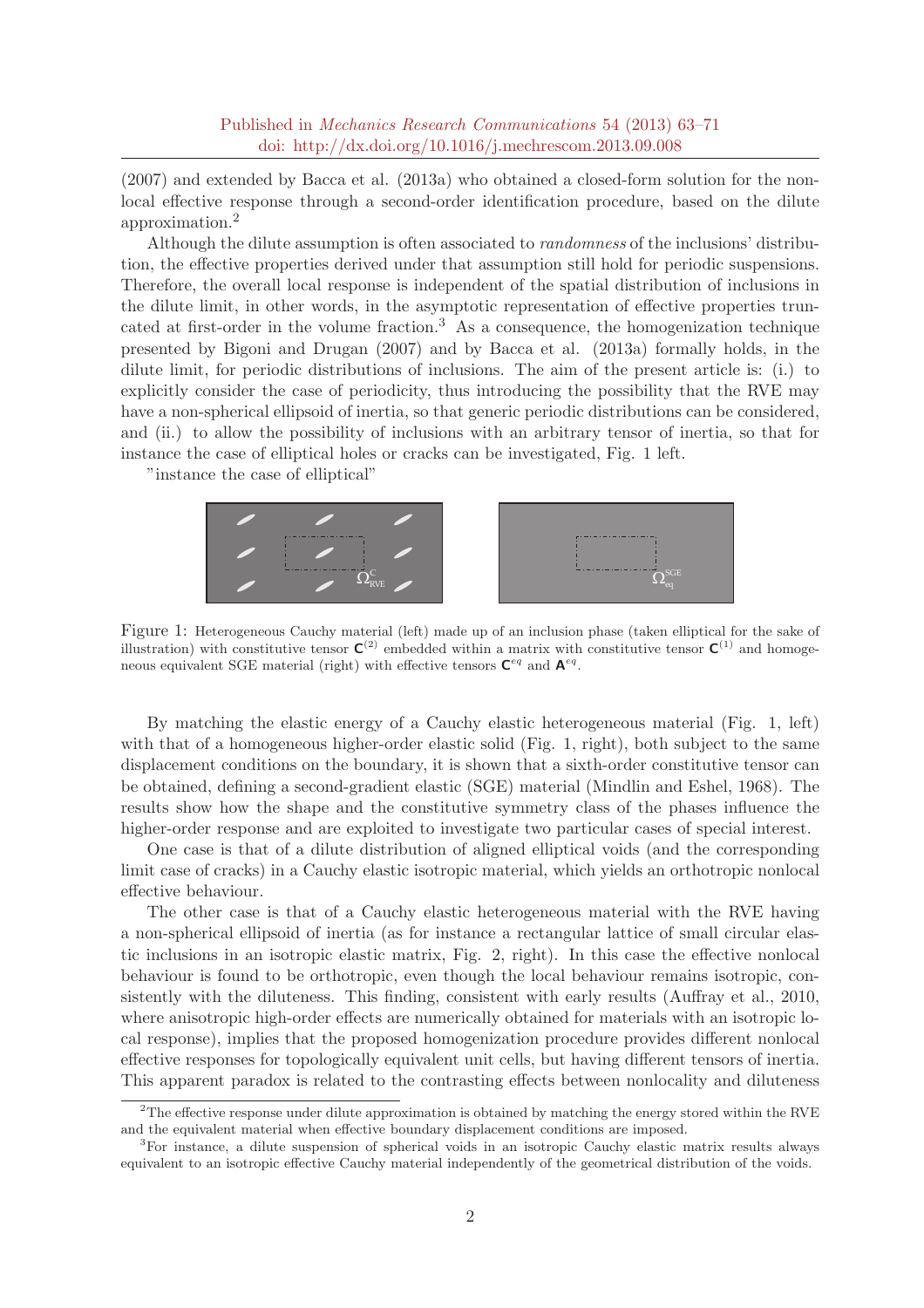(2007) and extended by Bacca et al. (2013a) who obtained a closed-form solution for the nonlocal effective response through a second-order identification procedure, based on the dilute approximation.[2]

Although the dilute assumption is often associated to *randomness* of the inclusions' distribution, the effective properties derived under that assumption still hold for periodic suspensions. Therefore, the overall local response is independent of the spatial distribution of inclusions in the dilute limit, in other words, in the asymptotic representation of effective properties truncated at first-order in the volume fraction.[3] As a consequence, the homogenization technique presented by Bigoni and Drugan (2007) and by Bacca et al. (2013a) formally holds, in the dilute limit, for periodic distributions of inclusions. The aim of the present article is: (i.) to explicitly consider the case of periodicity, thus introducing the possibility that the RVE may have a non-spherical ellipsoid of inertia, so that generic periodic distributions can be considered, and (ii.) to allow the possibility of inclusions with an arbitrary tensor of inertia, so that for instance the case of elliptical holes or cracks can be investigated, Fig. 1 left.

"instance the case of elliptical"

Figure 1: Heterogeneous Cauchy material (left) made up of an inclusion phase (taken elliptical for the sake of illustration) with constitutive tensor $\mathbf{C}^{(2)}$ embedded within a matrix with constitutive tensor $\mathbf{C}^{(1)}$ and homogeneous equivalent SGE material (right) with effective tensors $\mathbf{C}^{eq}$ and $\mathbf{A}^{eq}$.

By matching the elastic energy of a Cauchy elastic heterogeneous material (Fig. 1, left) with that of a homogeneous higher-order elastic solid (Fig. 1, right), both subject to the same displacement conditions on the boundary, it is shown that a sixth-order constitutive tensor can be obtained, defining a second-gradient elastic (SGE) material (Mindlin and Eshel, 1968). The results show how the shape and the constitutive symmetry class of the phases influence the higher-order response and are exploited to investigate two particular cases of special interest.

One case is that of a dilute distribution of aligned elliptical voids (and the corresponding limit case of cracks) in a Cauchy elastic isotropic material, which yields an orthotropic nonlocal effective behaviour.

The other case is that of a Cauchy elastic heterogeneous material with the RVE having a non-spherical ellipsoid of inertia (as for instance a rectangular lattice of small circular elastic inclusions in an isotropic elastic matrix, Fig. 2, right). In this case the effective nonlocal behaviour is found to be orthotropic, even though the local behaviour remains isotropic, consistently with the diluteness. This finding, consistent with early results (Auffray et al., 2010, where anisotropic high-order effects are numerically obtained for materials with an isotropic local response), implies that the proposed homogenization procedure provides different nonlocal effective responses for topologically equivalent unit cells, but having different tensors of inertia. This apparent paradox is related to the contrasting effects between nonlocality and diluteness

[2] The effective response under dilute approximation is obtained by matching the energy stored within the RVE and the equivalent material when effective boundary displacement conditions are imposed.

[3] For instance, a dilute suspension of spherical voids in an isotropic Cauchy elastic matrix results always equivalent to an isotropic effective Cauchy material independently of the geometrical distribution of the voids.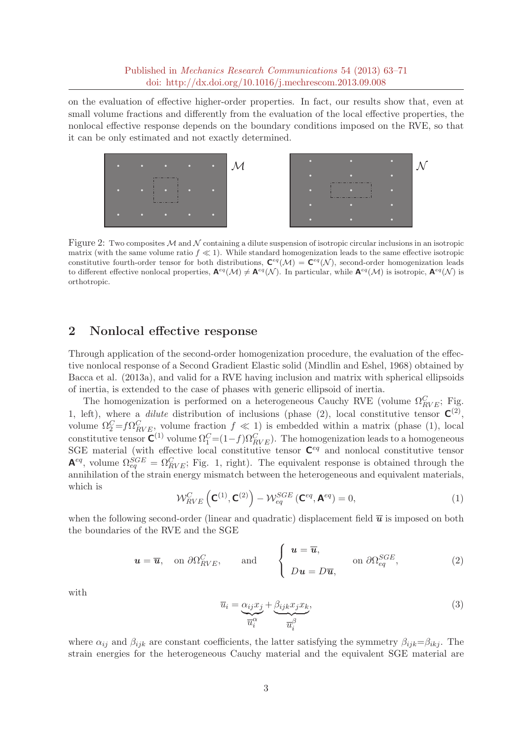on the evaluation of effective higher-order properties. In fact, our results show that, even at small volume fractions and differently from the evaluation of the local effective properties, the nonlocal effective response depends on the boundary conditions imposed on the RVE, so that it can be only estimated and not exactly determined.

Figure 2: Two composites $\mathcal{M}$ and $\mathcal{N}$ containing a dilute suspension of isotropic circular inclusions in an isotropic matrix (with the same volume ratio $f \ll 1$). While standard homogenization leads to the same effective isotropic constitutive fourth-order tensor for both distributions, $\mathbf{C}^{eq}(\mathcal{M}) = \mathbf{C}^{eq}(\mathcal{N})$, second-order homogenization leads to different effective nonlocal properties, $\mathbf{A}^{eq}(\mathcal{M}) \neq \mathbf{A}^{eq}(\mathcal{N})$. In particular, while $\mathbf{A}^{eq}(\mathcal{M})$ is isotropic, $\mathbf{A}^{eq}(\mathcal{N})$ is orthotropic.

## 2 Nonlocal effective response

Through application of the second-order homogenization procedure, the evaluation of the effective nonlocal response of a Second Gradient Elastic solid (Mindlin and Eshel, 1968) obtained by Bacca et al. (2013a), and valid for a RVE having inclusion and matrix with spherical ellipsoids of inertia, is extended to the case of phases with generic ellipsoid of inertia.

The homogenization is performed on a heterogeneous Cauchy RVE (volume $\Omega^C_{RVE}$; Fig. 1, left), where a *dilute* distribution of inclusions (phase (2), local constitutive tensor $\mathbf{C}^{(2)}$, volume $\Omega^C_2 = f\Omega^C_{RVE}$, volume fraction $f \ll 1$) is embedded within a matrix (phase (1), local constitutive tensor $\mathbf{C}^{(1)}$ volume $\Omega^C_1 = (1-f)\Omega^C_{RVE}$). The homogenization leads to a homogeneous SGE material (with effective local constitutive tensor $\mathbf{C}^{eq}$ and nonlocal constitutive tensor $\mathbf{A}^{eq}$, volume $\Omega^{SGE}_{eq} = \Omega^C_{RVE}$; Fig. 1, right). The equivalent response is obtained through the annihilation of the strain energy mismatch between the heterogeneous and equivalent materials, which is

$$\mathcal{W}^C_{RVE}\left(\mathbf{C}^{(1)}, \mathbf{C}^{(2)}\right) - \mathcal{W}^{SGE}_{eq}\left(\mathbf{C}^{eq}, \mathbf{A}^{eq}\right) = 0, \tag{1}$$

when the following second-order (linear and quadratic) displacement field $\overline{\boldsymbol{u}}$ is imposed on both the boundaries of the RVE and the SGE

$$\boldsymbol{u} = \overline{\boldsymbol{u}}, \quad \text{on } \partial\Omega^C_{RVE}, \qquad \text{and} \qquad \left\{ \begin{array}{l} \boldsymbol{u} = \overline{\boldsymbol{u}}, \\ \\ D\boldsymbol{u} = D\overline{\boldsymbol{u}}, \end{array} \right. \quad \text{on } \partial\Omega^{SGE}_{eq}, \tag{2}$$

with

$$\overline{u}_i = \underbrace{\alpha_{ij}x_j}_{\overline{u}^{\alpha}_i} + \underbrace{\beta_{ijk}x_jx_k}_{\overline{u}^{\beta}_i}, \tag{3}$$

where $\alpha_{ij}$ and $\beta_{ijk}$ are constant coefficients, the latter satisfying the symmetry $\beta_{ijk} = \beta_{ikj}$. The strain energies for the heterogeneous Cauchy material and the equivalent SGE material are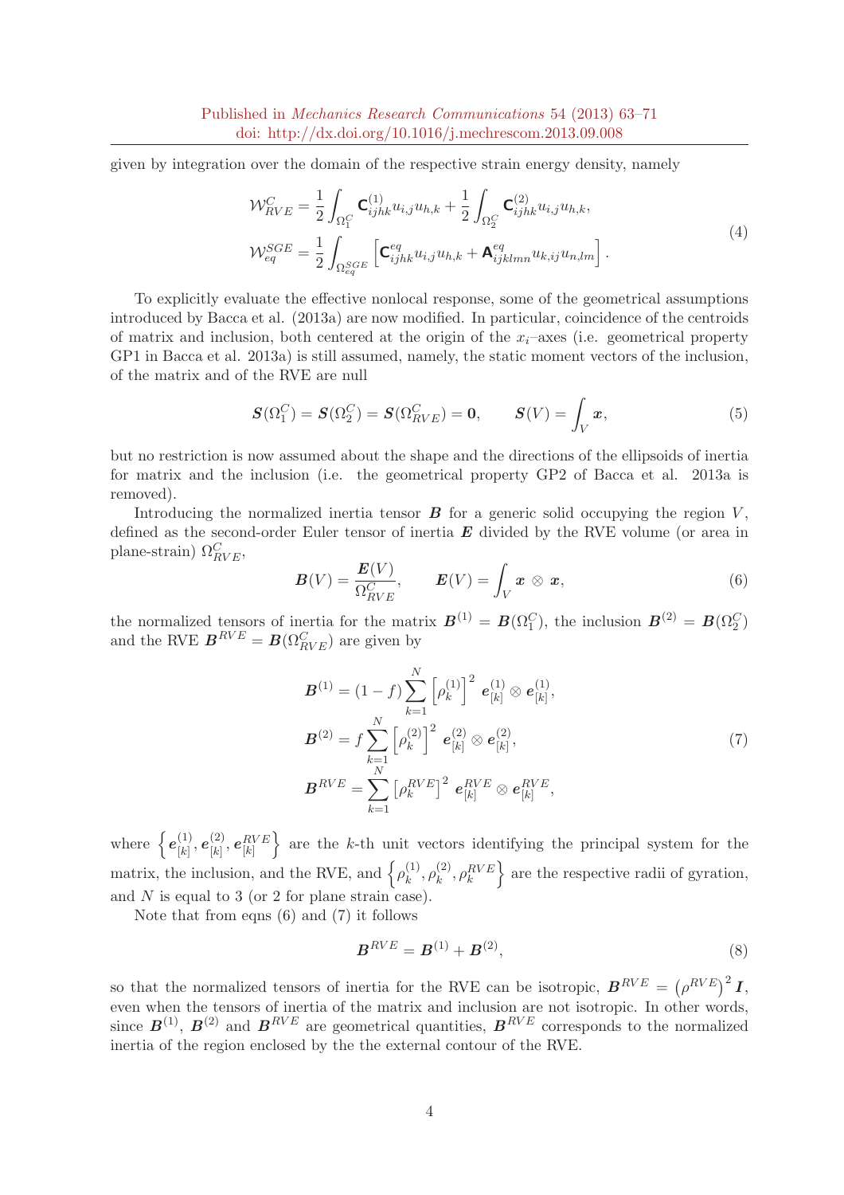given by integration over the domain of the respective strain energy density, namely

$$
\begin{aligned}
\mathcal{W}_{RVE}^{C} &= \frac{1}{2}\int_{\Omega_1^C} \mathsf{C}_{ijhk}^{(1)} u_{i,j} u_{h,k} + \frac{1}{2}\int_{\Omega_2^C} \mathsf{C}_{ijhk}^{(2)} u_{i,j} u_{h,k}, \\
\mathcal{W}_{eq}^{SGE} &= \frac{1}{2}\int_{\Omega_{eq}^{SGE}} \left[ \mathsf{C}_{ijhk}^{eq} u_{i,j} u_{h,k} + \mathsf{A}_{ijklmn}^{eq} u_{k,ij} u_{n,lm} \right].
\end{aligned}
\tag{4}
$$

To explicitly evaluate the effective nonlocal response, some of the geometrical assumptions introduced by Bacca et al. (2013a) are now modified. In particular, coincidence of the centroids of matrix and inclusion, both centered at the origin of the $x_i$–axes (i.e. geometrical property GP1 in Bacca et al. 2013a) is still assumed, namely, the static moment vectors of the inclusion, of the matrix and of the RVE are null

$$
\boldsymbol{S}(\Omega_1^C) = \boldsymbol{S}(\Omega_2^C) = \boldsymbol{S}(\Omega_{RVE}^C) = \boldsymbol{0}, \qquad \boldsymbol{S}(V) = \int_V \boldsymbol{x}, \tag{5}
$$

but no restriction is now assumed about the shape and the directions of the ellipsoids of inertia for matrix and the inclusion (i.e. the geometrical property GP2 of Bacca et al. 2013a is removed).

Introducing the normalized inertia tensor $\boldsymbol{B}$ for a generic solid occupying the region $V$, defined as the second-order Euler tensor of inertia $\boldsymbol{E}$ divided by the RVE volume (or area in plane-strain) $\Omega_{RVE}^C$,

$$
\boldsymbol{B}(V) = \frac{\boldsymbol{E}(V)}{\Omega_{RVE}^C}, \qquad \boldsymbol{E}(V) = \int_V \boldsymbol{x} \otimes \boldsymbol{x}, \tag{6}
$$

the normalized tensors of inertia for the matrix $\boldsymbol{B}^{(1)} = \boldsymbol{B}(\Omega_1^C)$, the inclusion $\boldsymbol{B}^{(2)} = \boldsymbol{B}(\Omega_2^C)$ and the RVE $\boldsymbol{B}^{RVE} = \boldsymbol{B}(\Omega_{RVE}^C)$ are given by

$$
\begin{aligned}
\boldsymbol{B}^{(1)} &= (1-f)\sum_{k=1}^{N} \left[\rho_k^{(1)}\right]^2 \boldsymbol{e}_{[k]}^{(1)} \otimes \boldsymbol{e}_{[k]}^{(1)}, \\
\boldsymbol{B}^{(2)} &= f\sum_{k=1}^{N} \left[\rho_k^{(2)}\right]^2 \boldsymbol{e}_{[k]}^{(2)} \otimes \boldsymbol{e}_{[k]}^{(2)}, \\
\boldsymbol{B}^{RVE} &= \sum_{k=1}^{N} \left[\rho_k^{RVE}\right]^2 \boldsymbol{e}_{[k]}^{RVE} \otimes \boldsymbol{e}_{[k]}^{RVE},
\end{aligned}
\tag{7}
$$

where $\left\{\boldsymbol{e}_{[k]}^{(1)}, \boldsymbol{e}_{[k]}^{(2)}, \boldsymbol{e}_{[k]}^{RVE}\right\}$ are the $k$-th unit vectors identifying the principal system for the matrix, the inclusion, and the RVE, and $\left\{\rho_k^{(1)}, \rho_k^{(2)}, \rho_k^{RVE}\right\}$ are the respective radii of gyration, and $N$ is equal to 3 (or 2 for plane strain case).

Note that from eqns (6) and (7) it follows

$$
\boldsymbol{B}^{RVE} = \boldsymbol{B}^{(1)} + \boldsymbol{B}^{(2)}, \tag{8}
$$

so that the normalized tensors of inertia for the RVE can be isotropic, $\boldsymbol{B}^{RVE} = \left(\rho^{RVE}\right)^2 \boldsymbol{I}$, even when the tensors of inertia of the matrix and inclusion are not isotropic. In other words, since $\boldsymbol{B}^{(1)}$, $\boldsymbol{B}^{(2)}$ and $\boldsymbol{B}^{RVE}$ are geometrical quantities, $\boldsymbol{B}^{RVE}$ corresponds to the normalized inertia of the region enclosed by the the external contour of the RVE.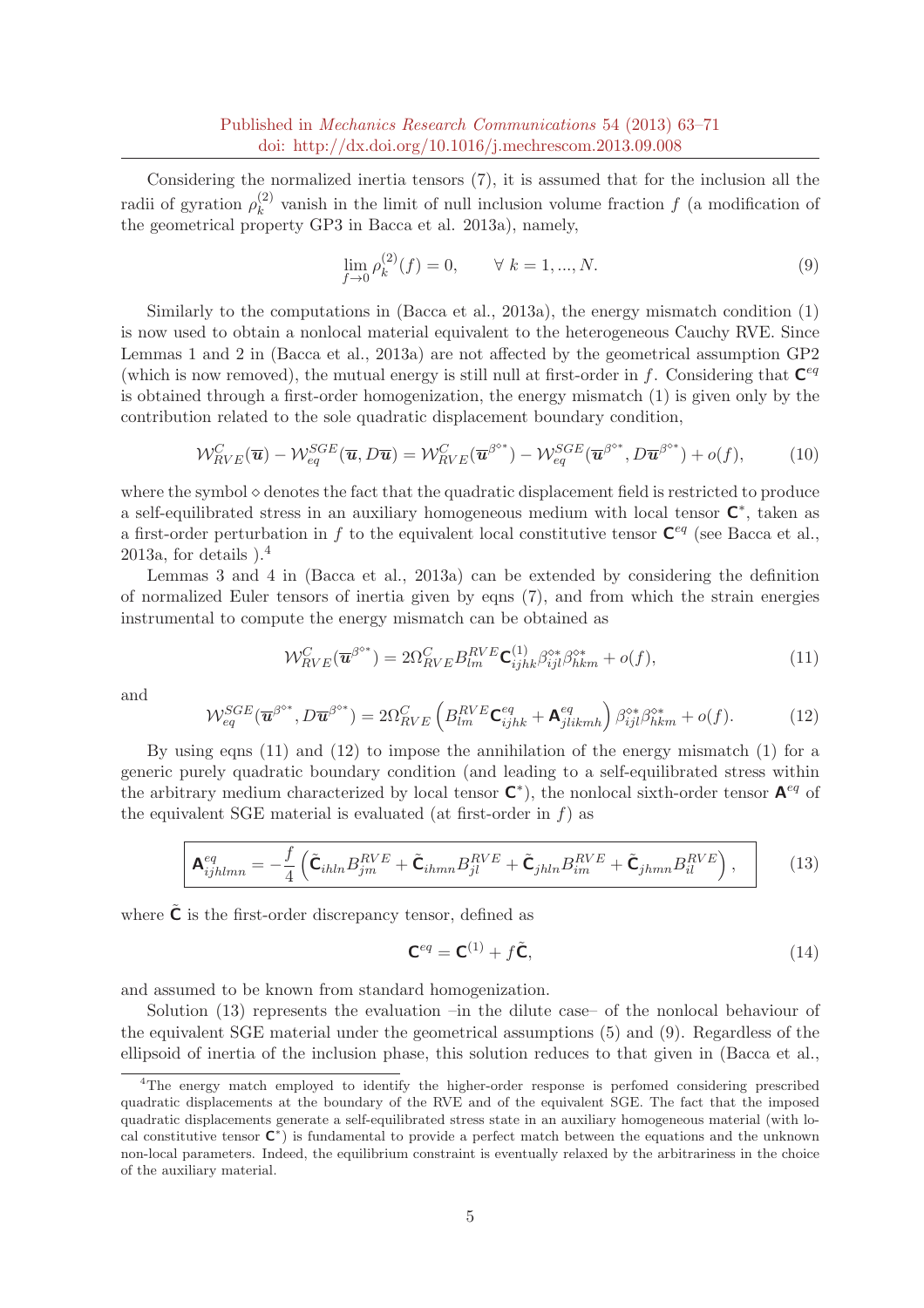Considering the normalized inertia tensors (7), it is assumed that for the inclusion all the radii of gyration $\rho_k^{(2)}$ vanish in the limit of null inclusion volume fraction $f$ (a modification of the geometrical property GP3 in Bacca et al. 2013a), namely,

$$\lim_{f\to 0} \rho_k^{(2)}(f) = 0, \qquad \forall\ k = 1, ..., N. \tag{9}$$

Similarly to the computations in (Bacca et al., 2013a), the energy mismatch condition (1) is now used to obtain a nonlocal material equivalent to the heterogeneous Cauchy RVE. Since Lemmas 1 and 2 in (Bacca et al., 2013a) are not affected by the geometrical assumption GP2 (which is now removed), the mutual energy is still null at first-order in $f$. Considering that $\mathbf{C}^{eq}$ is obtained through a first-order homogenization, the energy mismatch (1) is given only by the contribution related to the sole quadratic displacement boundary condition,

$$\mathcal{W}_{RVE}^{C}(\overline{\boldsymbol{u}}) - \mathcal{W}_{eq}^{SGE}(\overline{\boldsymbol{u}}, D\overline{\boldsymbol{u}}) = \mathcal{W}_{RVE}^{C}(\overline{\boldsymbol{u}}^{\beta^{\diamond *}}) - \mathcal{W}_{eq}^{SGE}(\overline{\boldsymbol{u}}^{\beta^{\diamond *}}, D\overline{\boldsymbol{u}}^{\beta^{\diamond *}}) + o(f), \tag{10}$$

where the symbol $\diamond$ denotes the fact that the quadratic displacement field is restricted to produce a self-equilibrated stress in an auxiliary homogeneous medium with local tensor $\mathbf{C}^{*}$, taken as a first-order perturbation in $f$ to the equivalent local constitutive tensor $\mathbf{C}^{eq}$ (see Bacca et al., 2013a, for details ).[4]

Lemmas 3 and 4 in (Bacca et al., 2013a) can be extended by considering the definition of normalized Euler tensors of inertia given by eqns (7), and from which the strain energies instrumental to compute the energy mismatch can be obtained as

$$\mathcal{W}_{RVE}^{C}(\overline{\boldsymbol{u}}^{\beta^{\diamond *}}) = 2\Omega_{RVE}^{C} B_{lm}^{RVE} \mathbf{C}_{ijhk}^{(1)} \beta_{ijl}^{\diamond *} \beta_{hkm}^{\diamond *} + o(f), \tag{11}$$

and

$$\mathcal{W}_{eq}^{SGE}(\overline{\boldsymbol{u}}^{\beta^{\diamond *}}, D\overline{\boldsymbol{u}}^{\beta^{\diamond *}}) = 2\Omega_{RVE}^{C} \left( B_{lm}^{RVE} \mathbf{C}_{ijhk}^{eq} + \mathbf{A}_{jlikmh}^{eq} \right) \beta_{ijl}^{\diamond *} \beta_{hkm}^{\diamond *} + o(f). \tag{12}$$

By using eqns (11) and (12) to impose the annihilation of the energy mismatch (1) for a generic purely quadratic boundary condition (and leading to a self-equilibrated stress within the arbitrary medium characterized by local tensor $\mathbf{C}^{*}$), the nonlocal sixth-order tensor $\mathbf{A}^{eq}$ of the equivalent SGE material is evaluated (at first-order in $f$) as

$$\boxed{\mathbf{A}_{ijhlmn}^{eq} = -\frac{f}{4} \left( \tilde{\mathbf{C}}_{ihln} B_{jm}^{RVE} + \tilde{\mathbf{C}}_{ihmn} B_{jl}^{RVE} + \tilde{\mathbf{C}}_{jhln} B_{im}^{RVE} + \tilde{\mathbf{C}}_{jhmn} B_{il}^{RVE} \right),} \tag{13}$$

where $\tilde{\mathbf{C}}$ is the first-order discrepancy tensor, defined as

$$\mathbf{C}^{eq} = \mathbf{C}^{(1)} + f\tilde{\mathbf{C}}, \tag{14}$$

and assumed to be known from standard homogenization.

Solution (13) represents the evaluation –in the dilute case– of the nonlocal behaviour of the equivalent SGE material under the geometrical assumptions (5) and (9). Regardless of the ellipsoid of inertia of the inclusion phase, this solution reduces to that given in (Bacca et al.,

[4] The energy match employed to identify the higher-order response is perfomed considering prescribed quadratic displacements at the boundary of the RVE and of the equivalent SGE. The fact that the imposed quadratic displacements generate a self-equilibrated stress state in an auxiliary homogeneous material (with local constitutive tensor $\mathbf{C}^{*}$) is fundamental to provide a perfect match between the equations and the unknown non-local parameters. Indeed, the equilibrium constraint is eventually relaxed by the arbitrariness in the choice of the auxiliary material.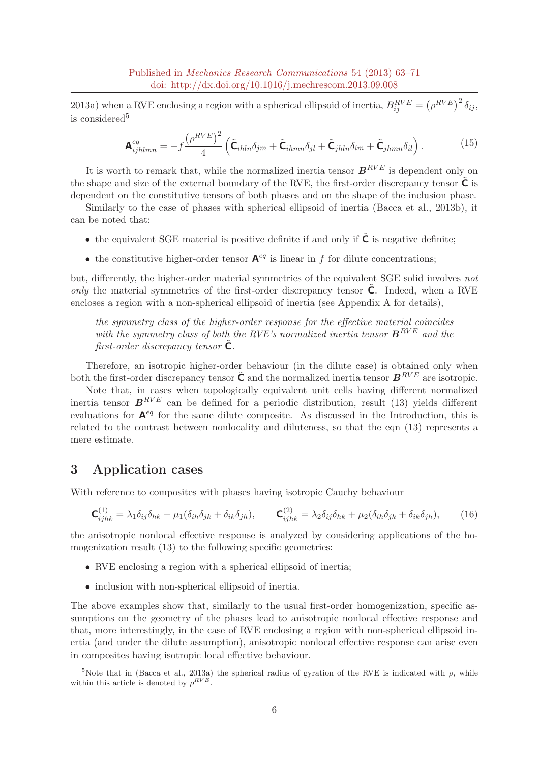2013a) when a RVE enclosing a region with a spherical ellipsoid of inertia, $B_{ij}^{RVE} = \left(\rho^{RVE}\right)^2 \delta_{ij}$, is considered[5]

$$\mathsf{A}_{ijhlmn}^{eq} = -f \frac{\left(\rho^{RVE}\right)^2}{4} \left( \tilde{\mathsf{C}}_{ihln}\delta_{jm} + \tilde{\mathsf{C}}_{ihmn}\delta_{jl} + \tilde{\mathsf{C}}_{jhln}\delta_{im} + \tilde{\mathsf{C}}_{jhmn}\delta_{il} \right). \tag{15}$$

It is worth to remark that, while the normalized inertia tensor $\boldsymbol{B}^{RVE}$ is dependent only on the shape and size of the external boundary of the RVE, the first-order discrepancy tensor $\tilde{\mathsf{C}}$ is dependent on the constitutive tensors of both phases and on the shape of the inclusion phase.

Similarly to the case of phases with spherical ellipsoid of inertia (Bacca et al., 2013b), it can be noted that:

- the equivalent SGE material is positive definite if and only if $\tilde{\mathsf{C}}$ is negative definite;
- the constitutive higher-order tensor $\mathsf{A}^{eq}$ is linear in $f$ for dilute concentrations;

but, differently, the higher-order material symmetries of the equivalent SGE solid involves *not only* the material symmetries of the first-order discrepancy tensor $\tilde{\mathsf{C}}$. Indeed, when a RVE encloses a region with a non-spherical ellipsoid of inertia (see Appendix A for details),

> *the symmetry class of the higher-order response for the effective material coincides with the symmetry class of both the RVE's normalized inertia tensor $\boldsymbol{B}^{RVE}$ and the first-order discrepancy tensor $\tilde{\mathsf{C}}$.*

Therefore, an isotropic higher-order behaviour (in the dilute case) is obtained only when both the first-order discrepancy tensor $\tilde{\mathsf{C}}$ and the normalized inertia tensor $\boldsymbol{B}^{RVE}$ are isotropic.

Note that, in cases when topologically equivalent unit cells having different normalized inertia tensor $\boldsymbol{B}^{RVE}$ can be defined for a periodic distribution, result (13) yields different evaluations for $\mathsf{A}^{eq}$ for the same dilute composite. As discussed in the Introduction, this is related to the contrast between nonlocality and diluteness, so that the eqn (13) represents a mere estimate.

## 3 Application cases

With reference to composites with phases having isotropic Cauchy behaviour

$$\mathsf{C}_{ijhk}^{(1)} = \lambda_1 \delta_{ij}\delta_{hk} + \mu_1(\delta_{ih}\delta_{jk} + \delta_{ik}\delta_{jh}), \qquad \mathsf{C}_{ijhk}^{(2)} = \lambda_2 \delta_{ij}\delta_{hk} + \mu_2(\delta_{ih}\delta_{jk} + \delta_{ik}\delta_{jh}), \tag{16}$$

the anisotropic nonlocal effective response is analyzed by considering applications of the homogenization result (13) to the following specific geometries:

- RVE enclosing a region with a spherical ellipsoid of inertia;
- inclusion with non-spherical ellipsoid of inertia.

The above examples show that, similarly to the usual first-order homogenization, specific assumptions on the geometry of the phases lead to anisotropic nonlocal effective response and that, more interestingly, in the case of RVE enclosing a region with non-spherical ellipsoid inertia (and under the dilute assumption), anisotropic nonlocal effective response can arise even in composites having isotropic local effective behaviour.

[5] Note that in (Bacca et al., 2013a) the spherical radius of gyration of the RVE is indicated with $\rho$, while within this article is denoted by $\rho^{RVE}$.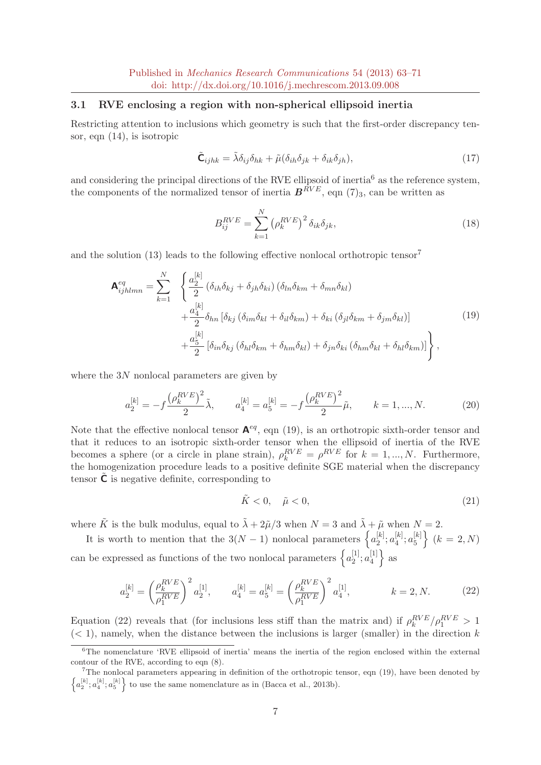### 3.1 RVE enclosing a region with non-spherical ellipsoid inertia

Restricting attention to inclusions which geometry is such that the first-order discrepancy tensor, eqn (14), is isotropic

$$
\tilde{\mathbf{C}}_{ijhk} = \tilde{\lambda}\delta_{ij}\delta_{hk} + \tilde{\mu}(\delta_{ih}\delta_{jk} + \delta_{ik}\delta_{jh}), \tag{17}
$$

and considering the principal directions of the RVE ellipsoid of inertia[6] as the reference system, the components of the normalized tensor of inertia $\boldsymbol{B}^{RVE}$, eqn $(7)_3$, can be written as

$$
B_{ij}^{RVE} = \sum_{k=1}^{N} \left(\rho_k^{RVE}\right)^2 \delta_{ik}\delta_{jk}, \tag{18}
$$

and the solution (13) leads to the following effective nonlocal orthotropic tensor[7]

$$
\begin{aligned}
\mathbf{A}^{eq}_{ijhlmn} = \sum_{k=1}^{N} \Bigg\{ & \frac{a_2^{[k]}}{2}\left(\delta_{ih}\delta_{kj} + \delta_{jh}\delta_{ki}\right)\left(\delta_{ln}\delta_{km} + \delta_{mn}\delta_{kl}\right) \\
& + \frac{a_4^{[k]}}{2}\delta_{hn}\left[\delta_{kj}\left(\delta_{im}\delta_{kl} + \delta_{il}\delta_{km}\right) + \delta_{ki}\left(\delta_{jl}\delta_{km} + \delta_{jm}\delta_{kl}\right)\right] \\
& + \frac{a_5^{[k]}}{2}\left[\delta_{in}\delta_{kj}\left(\delta_{hl}\delta_{km} + \delta_{hm}\delta_{kl}\right) + \delta_{jn}\delta_{ki}\left(\delta_{hm}\delta_{kl} + \delta_{hl}\delta_{km}\right)\right]\Bigg\},
\end{aligned} \tag{19}
$$

where the $3N$ nonlocal parameters are given by

$$
a_2^{[k]} = -f\frac{\left(\rho_k^{RVE}\right)^2}{2}\tilde{\lambda}, \qquad a_4^{[k]} = a_5^{[k]} = -f\frac{\left(\rho_k^{RVE}\right)^2}{2}\tilde{\mu}, \qquad k = 1, ..., N. \tag{20}
$$

Note that the effective nonlocal tensor $\mathbf{A}^{eq}$, eqn (19), is an orthotropic sixth-order tensor and that it reduces to an isotropic sixth-order tensor when the ellipsoid of inertia of the RVE becomes a sphere (or a circle in plane strain), $\rho_k^{RVE} = \rho^{RVE}$ for $k = 1, ..., N$. Furthermore, the homogenization procedure leads to a positive definite SGE material when the discrepancy tensor $\tilde{\mathbf{C}}$ is negative definite, corresponding to

$$
\tilde{K} < 0, \quad \tilde{\mu} < 0, \tag{21}
$$

where $\tilde{K}$ is the bulk modulus, equal to $\tilde{\lambda} + 2\tilde{\mu}/3$ when $N = 3$ and $\tilde{\lambda} + \tilde{\mu}$ when $N = 2$.

It is worth to mention that the $3(N-1)$ nonlocal parameters $\left\{a_2^{[k]}; a_4^{[k]}; a_5^{[k]}\right\}$ $(k = 2, N)$ can be expressed as functions of the two nonlocal parameters $\left\{a_2^{[1]}; a_4^{[1]}\right\}$ as

$$
a_2^{[k]} = \left(\frac{\rho_k^{RVE}}{\rho_1^{RVE}}\right)^2 a_2^{[1]}, \qquad a_4^{[k]} = a_5^{[k]} = \left(\frac{\rho_k^{RVE}}{\rho_1^{RVE}}\right)^2 a_4^{[1]}, \qquad k = 2, N. \tag{22}
$$

Equation (22) reveals that (for inclusions less stiff than the matrix and) if $\rho_k^{RVE}/\rho_1^{RVE} > 1$ $(< 1)$, namely, when the distance between the inclusions is larger (smaller) in the direction $k$

---

[6] The nomenclature 'RVE ellipsoid of inertia' means the inertia of the region enclosed within the external contour of the RVE, according to eqn (8).

[7] The nonlocal parameters appearing in definition of the orthotropic tensor, eqn (19), have been denoted by $\left\{a_2^{[k]}; a_4^{[k]}; a_5^{[k]}\right\}$ to use the same nomenclature as in (Bacca et al., 2013b).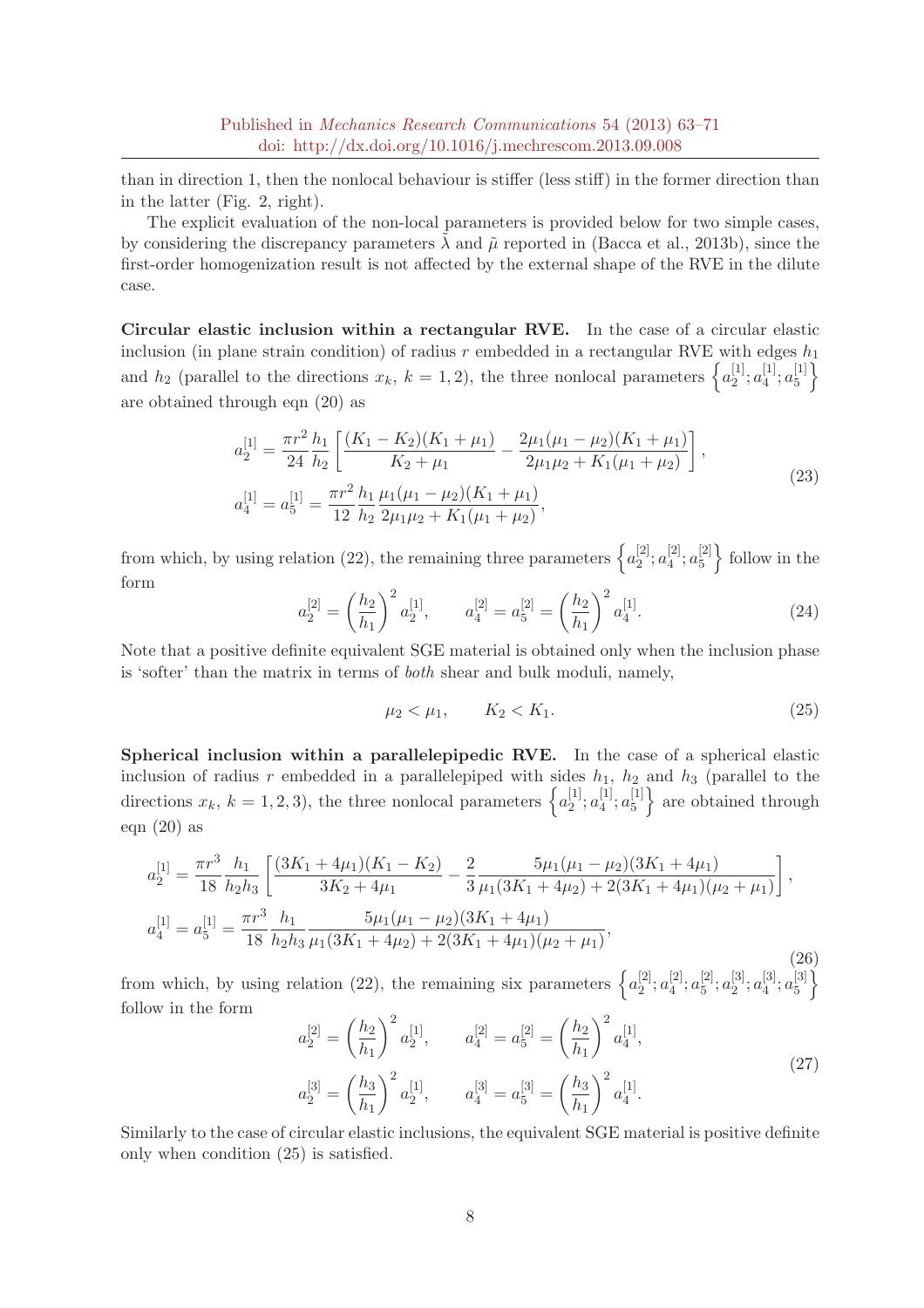than in direction 1, then the nonlocal behaviour is stiffer (less stiff) in the former direction than in the latter (Fig. 2, right).

The explicit evaluation of the non-local parameters is provided below for two simple cases, by considering the discrepancy parameters $\tilde{\lambda}$ and $\tilde{\mu}$ reported in (Bacca et al., 2013b), since the first-order homogenization result is not affected by the external shape of the RVE in the dilute case.

**Circular elastic inclusion within a rectangular RVE.** In the case of a circular elastic inclusion (in plane strain condition) of radius $r$ embedded in a rectangular RVE with edges $h_1$ and $h_2$ (parallel to the directions $x_k$, $k = 1, 2$), the three nonlocal parameters $\left\{a_2^{[1]}; a_4^{[1]}; a_5^{[1]}\right\}$ are obtained through eqn (20) as

$$
\begin{aligned}
a_2^{[1]} &= \frac{\pi r^2}{24}\frac{h_1}{h_2}\left[\frac{(K_1 - K_2)(K_1 + \mu_1)}{K_2 + \mu_1} - \frac{2\mu_1(\mu_1 - \mu_2)(K_1 + \mu_1)}{2\mu_1\mu_2 + K_1(\mu_1 + \mu_2)}\right], \\
a_4^{[1]} &= a_5^{[1]} = \frac{\pi r^2}{12}\frac{h_1}{h_2}\frac{\mu_1(\mu_1 - \mu_2)(K_1 + \mu_1)}{2\mu_1\mu_2 + K_1(\mu_1 + \mu_2)},
\end{aligned}
\tag{23}
$$

from which, by using relation (22), the remaining three parameters $\left\{a_2^{[2]}; a_4^{[2]}; a_5^{[2]}\right\}$ follow in the form

$$
a_2^{[2]} = \left(\frac{h_2}{h_1}\right)^2 a_2^{[1]}, \qquad a_4^{[2]} = a_5^{[2]} = \left(\frac{h_2}{h_1}\right)^2 a_4^{[1]}. \tag{24}
$$

Note that a positive definite equivalent SGE material is obtained only when the inclusion phase is 'softer' than the matrix in terms of *both* shear and bulk moduli, namely,

$$
\mu_2 < \mu_1, \qquad K_2 < K_1. \tag{25}
$$

**Spherical inclusion within a parallelepipedic RVE.** In the case of a spherical elastic inclusion of radius $r$ embedded in a parallelepiped with sides $h_1$, $h_2$ and $h_3$ (parallel to the directions $x_k$, $k = 1, 2, 3$), the three nonlocal parameters $\left\{a_2^{[1]}; a_4^{[1]}; a_5^{[1]}\right\}$ are obtained through eqn (20) as

$$
\begin{aligned}
a_2^{[1]} &= \frac{\pi r^3}{18}\frac{h_1}{h_2 h_3}\left[\frac{(3K_1 + 4\mu_1)(K_1 - K_2)}{3K_2 + 4\mu_1} - \frac{2}{3}\frac{5\mu_1(\mu_1 - \mu_2)(3K_1 + 4\mu_1)}{\mu_1(3K_1 + 4\mu_2) + 2(3K_1 + 4\mu_1)(\mu_2 + \mu_1)}\right], \\
a_4^{[1]} &= a_5^{[1]} = \frac{\pi r^3}{18}\frac{h_1}{h_2 h_3}\frac{5\mu_1(\mu_1 - \mu_2)(3K_1 + 4\mu_1)}{\mu_1(3K_1 + 4\mu_2) + 2(3K_1 + 4\mu_1)(\mu_2 + \mu_1)},
\end{aligned}
\tag{26}
$$

from which, by using relation (22), the remaining six parameters $\left\{a_2^{[2]}; a_4^{[2]}; a_5^{[2]}; a_2^{[3]}; a_4^{[3]}; a_5^{[3]}\right\}$ follow in the form

$$
\begin{aligned}
a_2^{[2]} &= \left(\frac{h_2}{h_1}\right)^2 a_2^{[1]}, \qquad a_4^{[2]} = a_5^{[2]} = \left(\frac{h_2}{h_1}\right)^2 a_4^{[1]}, \\
a_2^{[3]} &= \left(\frac{h_3}{h_1}\right)^2 a_2^{[1]}, \qquad a_4^{[3]} = a_5^{[3]} = \left(\frac{h_3}{h_1}\right)^2 a_4^{[1]}.
\end{aligned}
\tag{27}
$$

Similarly to the case of circular elastic inclusions, the equivalent SGE material is positive definite only when condition (25) is satisfied.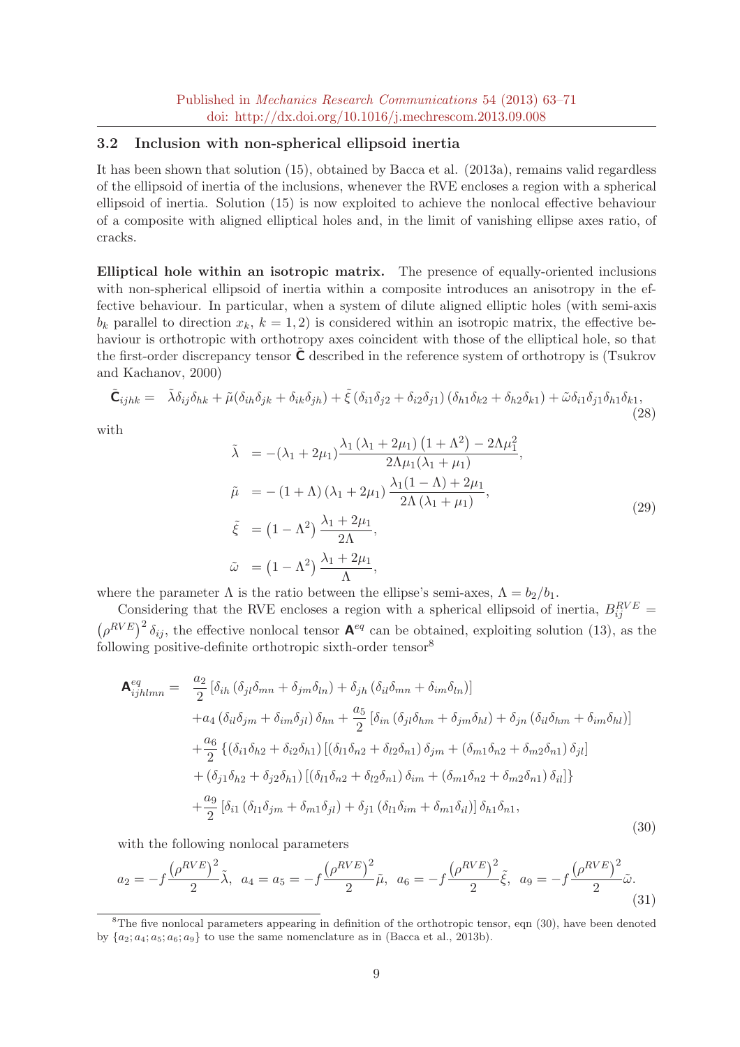### 3.2 Inclusion with non-spherical ellipsoid inertia

It has been shown that solution (15), obtained by Bacca et al. (2013a), remains valid regardless of the ellipsoid of inertia of the inclusions, whenever the RVE encloses a region with a spherical ellipsoid of inertia. Solution (15) is now exploited to achieve the nonlocal effective behaviour of a composite with aligned elliptical holes and, in the limit of vanishing ellipse axes ratio, of cracks.

**Elliptical hole within an isotropic matrix.** The presence of equally-oriented inclusions with non-spherical ellipsoid of inertia within a composite introduces an anisotropy in the effective behaviour. In particular, when a system of dilute aligned elliptic holes (with semi-axis $b_k$ parallel to direction $x_k$, $k = 1, 2$) is considered within an isotropic matrix, the effective behaviour is orthotropic with orthotropy axes coincident with those of the elliptical hole, so that the first-order discrepancy tensor $\tilde{\mathbf{C}}$ described in the reference system of orthotropy is (Tsukrov and Kachanov, 2000)

$$
\tilde{\mathbf{C}}_{ijhk} = \tilde{\lambda}\delta_{ij}\delta_{hk} + \tilde{\mu}(\delta_{ih}\delta_{jk} + \delta_{ik}\delta_{jh}) + \tilde{\xi}\left(\delta_{i1}\delta_{j2} + \delta_{i2}\delta_{j1}\right)\left(\delta_{h1}\delta_{k2} + \delta_{h2}\delta_{k1}\right) + \tilde{\omega}\delta_{i1}\delta_{j1}\delta_{h1}\delta_{k1}, \tag{28}
$$

with

$$
\begin{aligned}
\tilde{\lambda} &= -(\lambda_1 + 2\mu_1)\frac{\lambda_1\left(\lambda_1 + 2\mu_1\right)\left(1 + \Lambda^2\right) - 2\Lambda\mu_1^2}{2\Lambda\mu_1(\lambda_1 + \mu_1)}, \\
\tilde{\mu} &= -\left(1 + \Lambda\right)\left(\lambda_1 + 2\mu_1\right)\frac{\lambda_1(1 - \Lambda) + 2\mu_1}{2\Lambda\left(\lambda_1 + \mu_1\right)}, \\
\tilde{\xi} &= \left(1 - \Lambda^2\right)\frac{\lambda_1 + 2\mu_1}{2\Lambda}, \\
\tilde{\omega} &= \left(1 - \Lambda^2\right)\frac{\lambda_1 + 2\mu_1}{\Lambda},
\end{aligned} \tag{29}
$$

where the parameter $\Lambda$ is the ratio between the ellipse's semi-axes, $\Lambda = b_2/b_1$.

Considering that the RVE encloses a region with a spherical ellipsoid of inertia, $B_{ij}^{RVE} = \left(\rho^{RVE}\right)^2\delta_{ij}$, the effective nonlocal tensor $\mathbf{A}^{eq}$ can be obtained, exploiting solution (13), as the following positive-definite orthotropic sixth-order tensor[8]

$$
\begin{aligned}
\mathbf{A}^{eq}_{ijhlmn} = \;& \frac{a_2}{2}\left[\delta_{ih}\left(\delta_{jl}\delta_{mn} + \delta_{jm}\delta_{ln}\right) + \delta_{jh}\left(\delta_{il}\delta_{mn} + \delta_{im}\delta_{ln}\right)\right] \\
& + a_4\left(\delta_{il}\delta_{jm} + \delta_{im}\delta_{jl}\right)\delta_{hn} + \frac{a_5}{2}\left[\delta_{in}\left(\delta_{jl}\delta_{hm} + \delta_{jm}\delta_{hl}\right) + \delta_{jn}\left(\delta_{il}\delta_{hm} + \delta_{im}\delta_{hl}\right)\right] \\
& + \frac{a_6}{2}\left\{\left(\delta_{i1}\delta_{h2} + \delta_{i2}\delta_{h1}\right)\left[\left(\delta_{l1}\delta_{n2} + \delta_{l2}\delta_{n1}\right)\delta_{jm} + \left(\delta_{m1}\delta_{n2} + \delta_{m2}\delta_{n1}\right)\delta_{jl}\right]\right. \\
& \left. + \left(\delta_{j1}\delta_{h2} + \delta_{j2}\delta_{h1}\right)\left[\left(\delta_{l1}\delta_{n2} + \delta_{l2}\delta_{n1}\right)\delta_{im} + \left(\delta_{m1}\delta_{n2} + \delta_{m2}\delta_{n1}\right)\delta_{il}\right]\right\} \\
& + \frac{a_9}{2}\left[\delta_{i1}\left(\delta_{l1}\delta_{jm} + \delta_{m1}\delta_{jl}\right) + \delta_{j1}\left(\delta_{l1}\delta_{im} + \delta_{m1}\delta_{il}\right)\right]\delta_{h1}\delta_{n1},
\end{aligned} \tag{30}
$$

with the following nonlocal parameters

$$
a_2 = -f\frac{\left(\rho^{RVE}\right)^2}{2}\tilde{\lambda}, \;\; a_4 = a_5 = -f\frac{\left(\rho^{RVE}\right)^2}{2}\tilde{\mu}, \;\; a_6 = -f\frac{\left(\rho^{RVE}\right)^2}{2}\tilde{\xi}, \;\; a_9 = -f\frac{\left(\rho^{RVE}\right)^2}{2}\tilde{\omega}. \tag{31}
$$

[8] The five nonlocal parameters appearing in definition of the orthotropic tensor, eqn (30), have been denoted by $\{a_2; a_4; a_5; a_6; a_9\}$ to use the same nomenclature as in (Bacca et al., 2013b).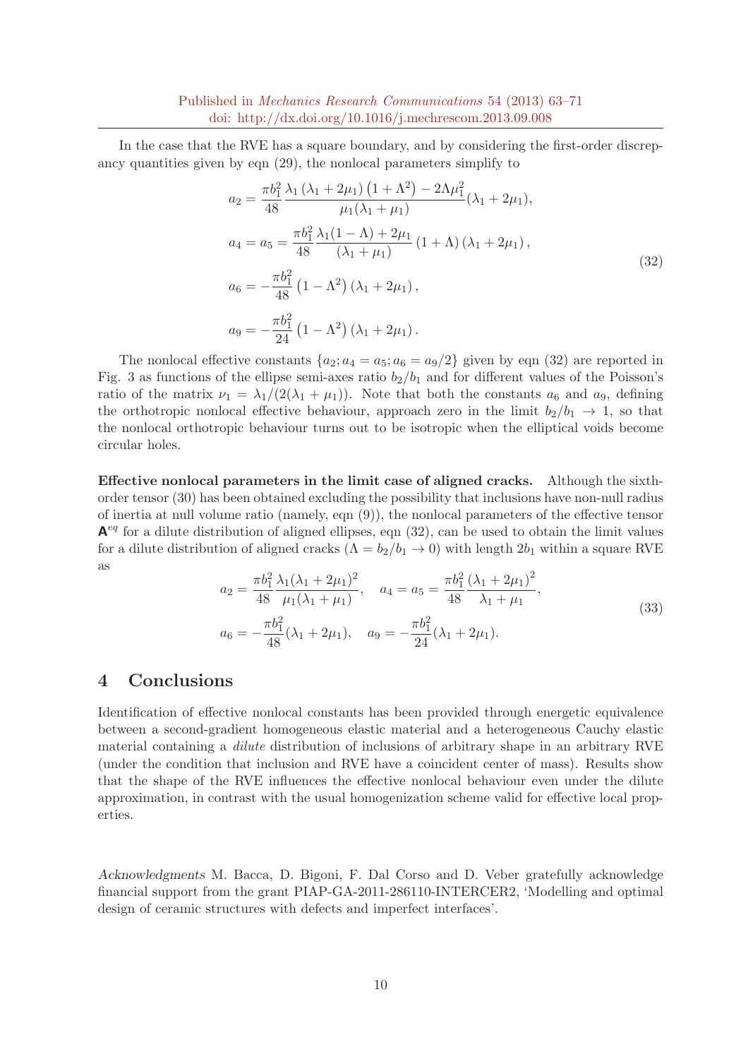In the case that the RVE has a square boundary, and by considering the first-order discrepancy quantities given by eqn (29), the nonlocal parameters simplify to

$$
\begin{aligned}
a_2 &= \frac{\pi b_1^2}{48} \frac{\lambda_1 \left(\lambda_1 + 2\mu_1\right)\left(1 + \Lambda^2\right) - 2\Lambda \mu_1^2}{\mu_1(\lambda_1 + \mu_1)} (\lambda_1 + 2\mu_1), \\
a_4 = a_5 &= \frac{\pi b_1^2}{48} \frac{\lambda_1(1 - \Lambda) + 2\mu_1}{(\lambda_1 + \mu_1)} \left(1 + \Lambda\right)\left(\lambda_1 + 2\mu_1\right), \\
a_6 &= -\frac{\pi b_1^2}{48} \left(1 - \Lambda^2\right)\left(\lambda_1 + 2\mu_1\right), \\
a_9 &= -\frac{\pi b_1^2}{24} \left(1 - \Lambda^2\right)\left(\lambda_1 + 2\mu_1\right).
\end{aligned}
\tag{32}
$$

The nonlocal effective constants $\{a_2; a_4 = a_5; a_6 = a_9/2\}$ given by eqn (32) are reported in Fig. 3 as functions of the ellipse semi-axes ratio $b_2/b_1$ and for different values of the Poisson's ratio of the matrix $\nu_1 = \lambda_1/(2(\lambda_1 + \mu_1))$. Note that both the constants $a_6$ and $a_9$, defining the orthotropic nonlocal effective behaviour, approach zero in the limit $b_2/b_1 \to 1$, so that the nonlocal orthotropic behaviour turns out to be isotropic when the elliptical voids become circular holes.

**Effective nonlocal parameters in the limit case of aligned cracks.** Although the sixth-order tensor (30) has been obtained excluding the possibility that inclusions have non-null radius of inertia at null volume ratio (namely, eqn (9)), the nonlocal parameters of the effective tensor $\mathbf{A}^{eq}$ for a dilute distribution of aligned ellipses, eqn (32), can be used to obtain the limit values for a dilute distribution of aligned cracks ($\Lambda = b_2/b_1 \to 0$) with length $2b_1$ within a square RVE as

$$
\begin{aligned}
a_2 &= \frac{\pi b_1^2}{48} \frac{\lambda_1(\lambda_1 + 2\mu_1)^2}{\mu_1(\lambda_1 + \mu_1)}, \quad a_4 = a_5 = \frac{\pi b_1^2}{48} \frac{\left(\lambda_1 + 2\mu_1\right)^2}{\lambda_1 + \mu_1}, \\
a_6 &= -\frac{\pi b_1^2}{48}(\lambda_1 + 2\mu_1), \quad a_9 = -\frac{\pi b_1^2}{24}(\lambda_1 + 2\mu_1).
\end{aligned}
\tag{33}
$$

## 4 Conclusions

Identification of effective nonlocal constants has been provided through energetic equivalence between a second-gradient homogeneous elastic material and a heterogeneous Cauchy elastic material containing a *dilute* distribution of inclusions of arbitrary shape in an arbitrary RVE (under the condition that inclusion and RVE have a coincident center of mass). Results show that the shape of the RVE influences the effective nonlocal behaviour even under the dilute approximation, in contrast with the usual homogenization scheme valid for effective local properties.

*Acknowledgments* M. Bacca, D. Bigoni, F. Dal Corso and D. Veber gratefully acknowledge financial support from the grant PIAP-GA-2011-286110-INTERCER2, 'Modelling and optimal design of ceramic structures with defects and imperfect interfaces'.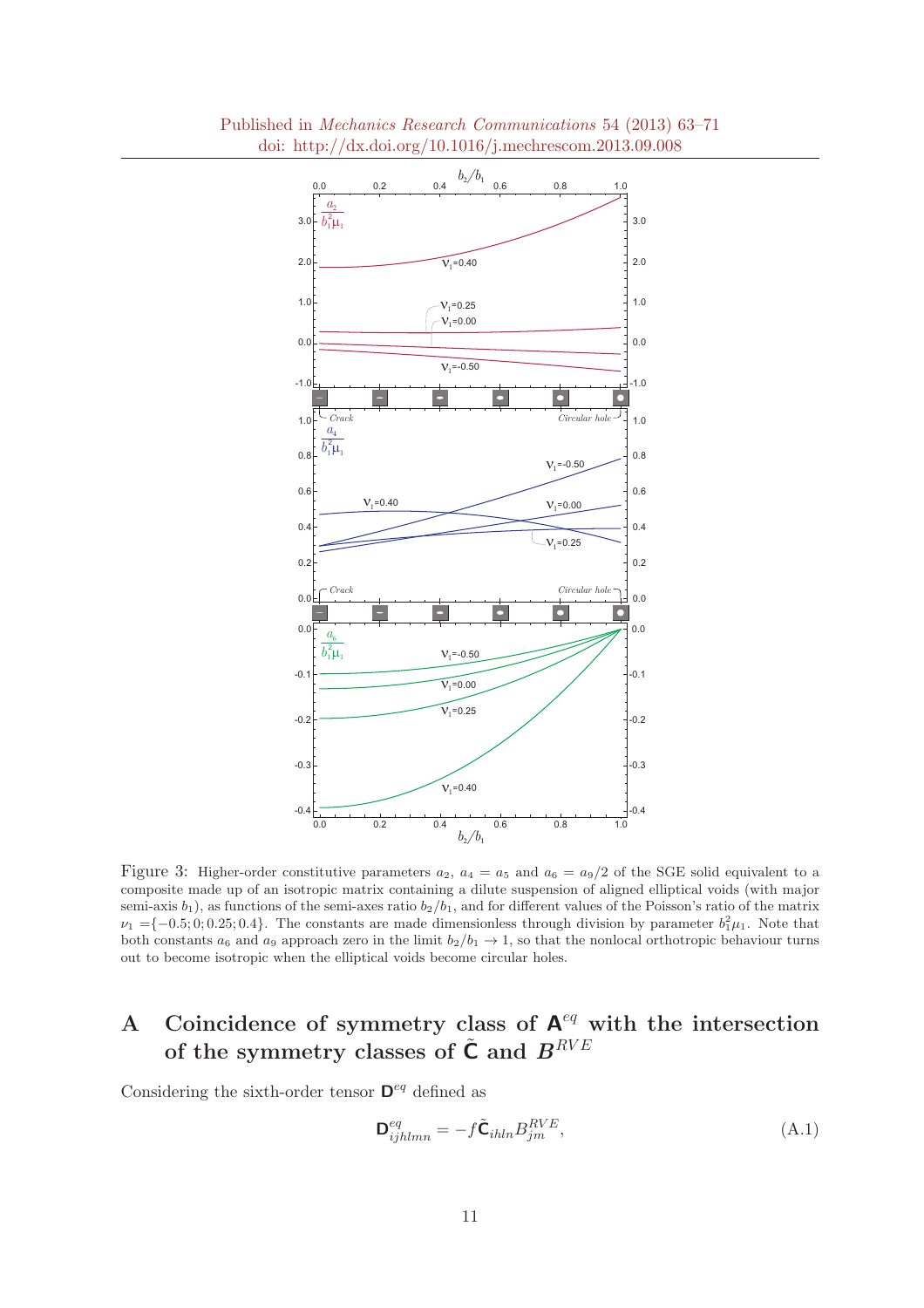Figure 3: Higher-order constitutive parameters $a_2$, $a_4 = a_5$ and $a_6 = a_9/2$ of the SGE solid equivalent to a composite made up of an isotropic matrix containing a dilute suspension of aligned elliptical voids (with major semi-axis $b_1$), as functions of the semi-axes ratio $b_2/b_1$, and for different values of the Poisson's ratio of the matrix $\nu_1 = \{-0.5; 0; 0.25; 0.4\}$. The constants are made dimensionless through division by parameter $b_1^2\mu_1$. Note that both constants $a_6$ and $a_9$ approach zero in the limit $b_2/b_1 \to 1$, so that the nonlocal orthotropic behaviour turns out to become isotropic when the elliptical voids become circular holes.

# A Coincidence of symmetry class of $\mathsf{A}^{eq}$ with the intersection of the symmetry classes of $\tilde{\mathsf{C}}$ and $B^{RVE}$

Considering the sixth-order tensor $\mathsf{D}^{eq}$ defined as

$$\mathsf{D}^{eq}_{ijhlmn} = -f\tilde{\mathsf{C}}_{ihln}B^{RVE}_{jm}, \tag{A.1}$$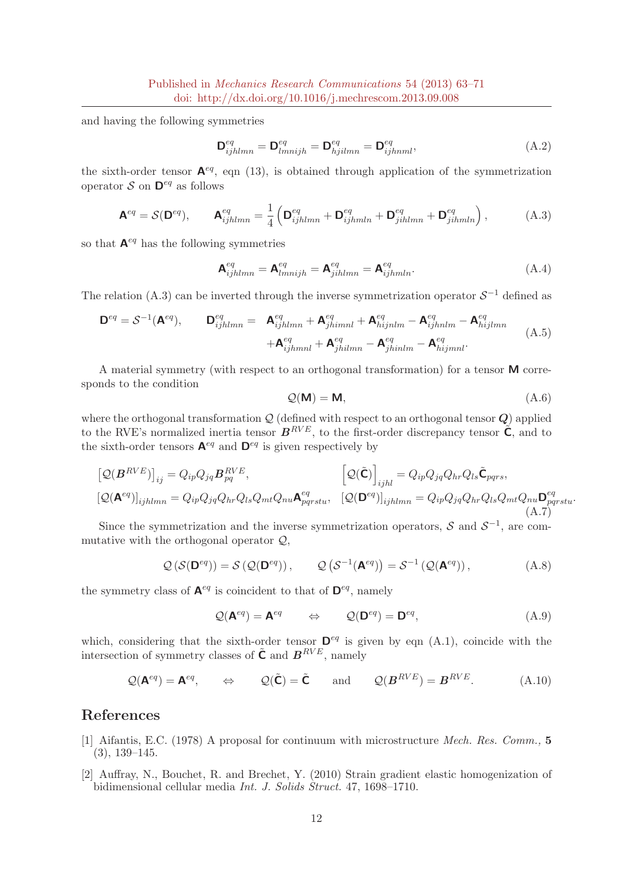and having the following symmetries

$$\mathsf{D}^{eq}_{ijhlmn} = \mathsf{D}^{eq}_{lmnijh} = \mathsf{D}^{eq}_{hjilmn} = \mathsf{D}^{eq}_{ijhnml}, \tag{A.2}$$

the sixth-order tensor $\mathsf{A}^{eq}$, eqn (13), is obtained through application of the symmetrization operator $\mathcal{S}$ on $\mathsf{D}^{eq}$ as follows

$$\mathsf{A}^{eq} = \mathcal{S}(\mathsf{D}^{eq}), \qquad \mathsf{A}^{eq}_{ijhlmn} = \frac{1}{4}\left(\mathsf{D}^{eq}_{ijhlmn} + \mathsf{D}^{eq}_{ijhmln} + \mathsf{D}^{eq}_{jihlmn} + \mathsf{D}^{eq}_{jihmln}\right), \tag{A.3}$$

so that $\mathsf{A}^{eq}$ has the following symmetries

$$\mathsf{A}^{eq}_{ijhlmn} = \mathsf{A}^{eq}_{lmnijh} = \mathsf{A}^{eq}_{jihlmn} = \mathsf{A}^{eq}_{ijhmln}. \tag{A.4}$$

The relation (A.3) can be inverted through the inverse symmetrization operator $\mathcal{S}^{-1}$ defined as

$$\begin{aligned}\mathsf{D}^{eq} = \mathcal{S}^{-1}(\mathsf{A}^{eq}), \qquad \mathsf{D}^{eq}_{ijhlmn} = \;& \mathsf{A}^{eq}_{ijhlmn} + \mathsf{A}^{eq}_{jhimnl} + \mathsf{A}^{eq}_{hijnlm} - \mathsf{A}^{eq}_{ijhnlm} - \mathsf{A}^{eq}_{hijlmn} \\ & + \mathsf{A}^{eq}_{ijhmnl} + \mathsf{A}^{eq}_{jhilmn} - \mathsf{A}^{eq}_{jhinlm} - \mathsf{A}^{eq}_{hijmnl}.\end{aligned} \tag{A.5}$$

A material symmetry (with respect to an orthogonal transformation) for a tensor $\mathsf{M}$ corresponds to the condition

$$\mathcal{Q}(\mathsf{M}) = \mathsf{M}, \tag{A.6}$$

where the orthogonal transformation $\mathcal{Q}$ (defined with respect to an orthogonal tensor $\boldsymbol{Q}$) applied to the RVE's normalized inertia tensor $\boldsymbol{B}^{RVE}$, to the first-order discrepancy tensor $\tilde{\mathsf{C}}$, and to the sixth-order tensors $\mathsf{A}^{eq}$ and $\mathsf{D}^{eq}$ is given respectively by

$$\begin{aligned}&\left[\mathcal{Q}(\boldsymbol{B}^{RVE})\right]_{ij} = Q_{ip}Q_{jq}\boldsymbol{B}^{RVE}_{pq}, && \left[\mathcal{Q}(\tilde{\mathsf{C}})\right]_{ijhl} = Q_{ip}Q_{jq}Q_{hr}Q_{ls}\tilde{\mathsf{C}}_{pqrs}, \\ &[\mathcal{Q}(\mathsf{A}^{eq})]_{ijhlmn} = Q_{ip}Q_{jq}Q_{hr}Q_{ls}Q_{mt}Q_{nu}\mathsf{A}^{eq}_{pqrstu}, && [\mathcal{Q}(\mathsf{D}^{eq})]_{ijhlmn} = Q_{ip}Q_{jq}Q_{hr}Q_{ls}Q_{mt}Q_{nu}\mathsf{D}^{eq}_{pqrstu}.\end{aligned} \tag{A.7}$$

Since the symmetrization and the inverse symmetrization operators, $\mathcal{S}$ and $\mathcal{S}^{-1}$, are commutative with the orthogonal operator $\mathcal{Q}$,

$$\mathcal{Q}\left(\mathcal{S}(\mathsf{D}^{eq})\right) = \mathcal{S}\left(\mathcal{Q}(\mathsf{D}^{eq})\right), \qquad \mathcal{Q}\left(\mathcal{S}^{-1}(\mathsf{A}^{eq})\right) = \mathcal{S}^{-1}\left(\mathcal{Q}(\mathsf{A}^{eq})\right), \tag{A.8}$$

the symmetry class of $\mathsf{A}^{eq}$ is coincident to that of $\mathsf{D}^{eq}$, namely

$$\mathcal{Q}(\mathsf{A}^{eq}) = \mathsf{A}^{eq} \qquad \Leftrightarrow \qquad \mathcal{Q}(\mathsf{D}^{eq}) = \mathsf{D}^{eq}, \tag{A.9}$$

which, considering that the sixth-order tensor $\mathsf{D}^{eq}$ is given by eqn (A.1), coincide with the intersection of symmetry classes of $\tilde{\mathsf{C}}$ and $\boldsymbol{B}^{RVE}$, namely

$$\mathcal{Q}(\mathsf{A}^{eq}) = \mathsf{A}^{eq}, \qquad \Leftrightarrow \qquad \mathcal{Q}(\tilde{\mathsf{C}}) = \tilde{\mathsf{C}} \qquad \text{and} \qquad \mathcal{Q}(\boldsymbol{B}^{RVE}) = \boldsymbol{B}^{RVE}. \tag{A.10}$$

## References

[1] Aifantis, E.C. (1978) A proposal for continuum with microstructure *Mech. Res. Comm.,* **5** (3), 139–145.

[2] Auffray, N., Bouchet, R. and Brechet, Y. (2010) Strain gradient elastic homogenization of bidimensional cellular media *Int. J. Solids Struct.* 47, 1698–1710.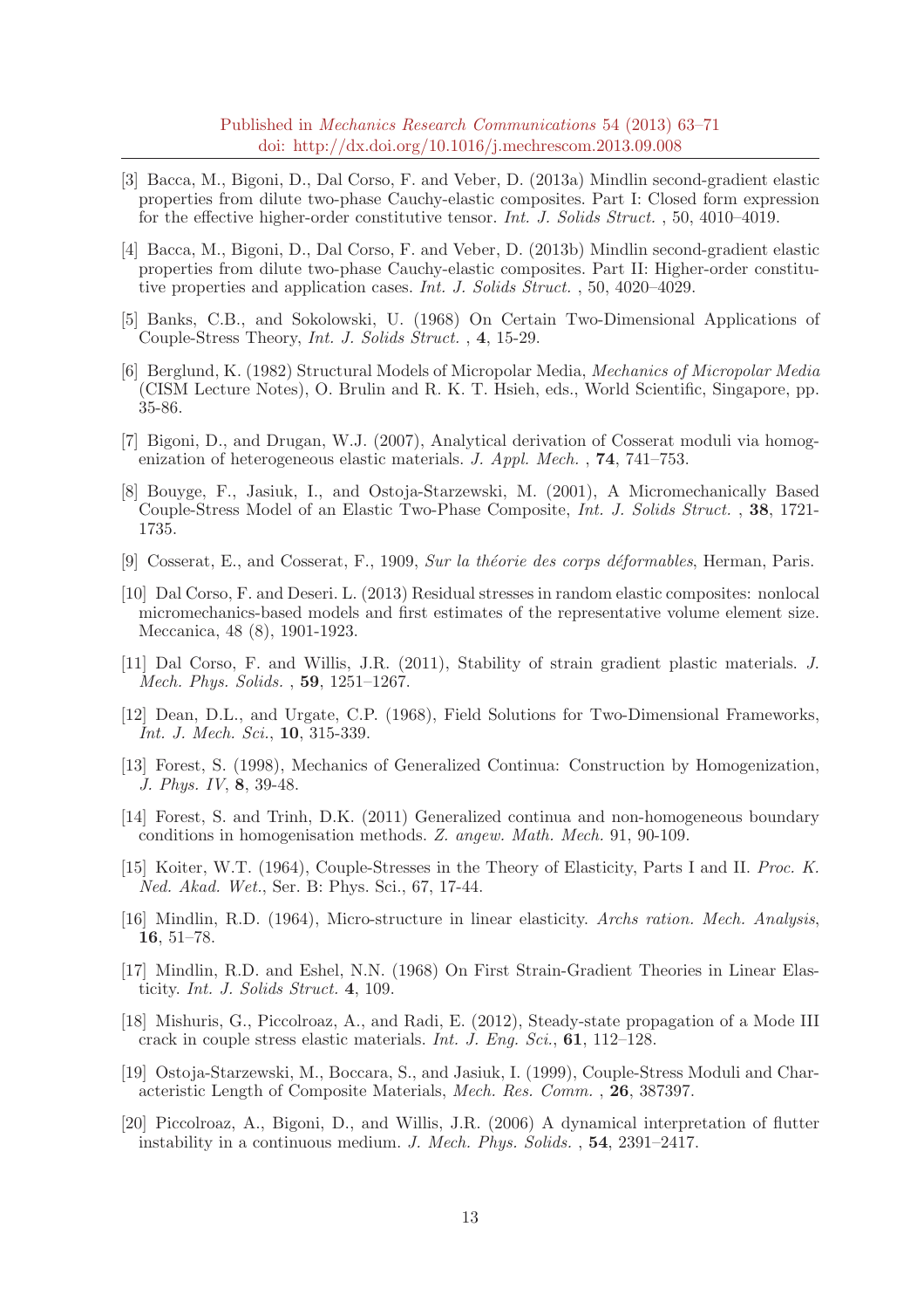[3] Bacca, M., Bigoni, D., Dal Corso, F. and Veber, D. (2013a) Mindlin second-gradient elastic properties from dilute two-phase Cauchy-elastic composites. Part I: Closed form expression for the effective higher-order constitutive tensor. *Int. J. Solids Struct.* , 50, 4010–4019.

[4] Bacca, M., Bigoni, D., Dal Corso, F. and Veber, D. (2013b) Mindlin second-gradient elastic properties from dilute two-phase Cauchy-elastic composites. Part II: Higher-order constitutive properties and application cases. *Int. J. Solids Struct.* , 50, 4020–4029.

[5] Banks, C.B., and Sokolowski, U. (1968) On Certain Two-Dimensional Applications of Couple-Stress Theory, *Int. J. Solids Struct.* , **4**, 15-29.

[6] Berglund, K. (1982) Structural Models of Micropolar Media, *Mechanics of Micropolar Media* (CISM Lecture Notes), O. Brulin and R. K. T. Hsieh, eds., World Scientific, Singapore, pp. 35-86.

[7] Bigoni, D., and Drugan, W.J. (2007), Analytical derivation of Cosserat moduli via homogenization of heterogeneous elastic materials. *J. Appl. Mech.* , **74**, 741–753.

[8] Bouyge, F., Jasiuk, I., and Ostoja-Starzewski, M. (2001), A Micromechanically Based Couple-Stress Model of an Elastic Two-Phase Composite, *Int. J. Solids Struct.* , **38**, 1721-1735.

[9] Cosserat, E., and Cosserat, F., 1909, *Sur la théorie des corps déformables*, Herman, Paris.

[10] Dal Corso, F. and Deseri. L. (2013) Residual stresses in random elastic composites: nonlocal micromechanics-based models and first estimates of the representative volume element size. Meccanica, 48 (8), 1901-1923.

[11] Dal Corso, F. and Willis, J.R. (2011), Stability of strain gradient plastic materials. *J. Mech. Phys. Solids.* , **59**, 1251–1267.

[12] Dean, D.L., and Urgate, C.P. (1968), Field Solutions for Two-Dimensional Frameworks, *Int. J. Mech. Sci.*, **10**, 315-339.

[13] Forest, S. (1998), Mechanics of Generalized Continua: Construction by Homogenization, *J. Phys. IV*, **8**, 39-48.

[14] Forest, S. and Trinh, D.K. (2011) Generalized continua and non-homogeneous boundary conditions in homogenisation methods. *Z. angew. Math. Mech.* 91, 90-109.

[15] Koiter, W.T. (1964), Couple-Stresses in the Theory of Elasticity, Parts I and II. *Proc. K. Ned. Akad. Wet.*, Ser. B: Phys. Sci., 67, 17-44.

[16] Mindlin, R.D. (1964), Micro-structure in linear elasticity. *Archs ration. Mech. Analysis*, **16**, 51–78.

[17] Mindlin, R.D. and Eshel, N.N. (1968) On First Strain-Gradient Theories in Linear Elasticity. *Int. J. Solids Struct.* **4**, 109.

[18] Mishuris, G., Piccolroaz, A., and Radi, E. (2012), Steady-state propagation of a Mode III crack in couple stress elastic materials. *Int. J. Eng. Sci.*, **61**, 112–128.

[19] Ostoja-Starzewski, M., Boccara, S., and Jasiuk, I. (1999), Couple-Stress Moduli and Characteristic Length of Composite Materials, *Mech. Res. Comm.* , **26**, 387397.

[20] Piccolroaz, A., Bigoni, D., and Willis, J.R. (2006) A dynamical interpretation of flutter instability in a continuous medium. *J. Mech. Phys. Solids.* , **54**, 2391–2417.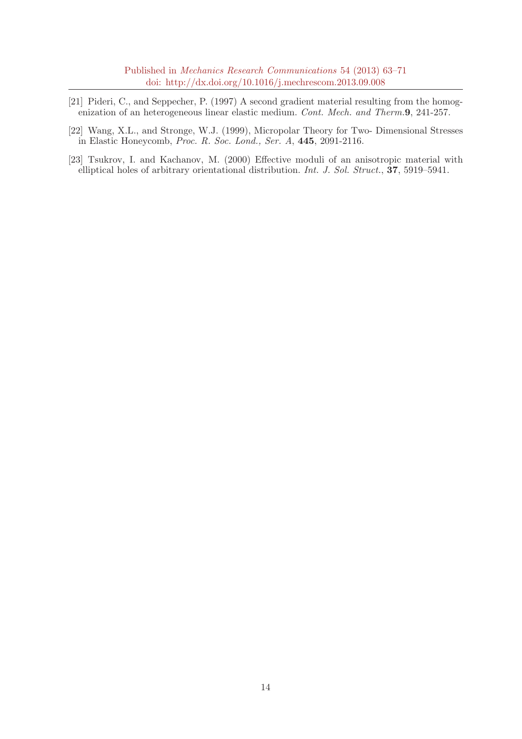[21] Pideri, C., and Seppecher, P. (1997) A second gradient material resulting from the homogenization of an heterogeneous linear elastic medium. *Cont. Mech. and Therm.***9**, 241-257.

[22] Wang, X.L., and Stronge, W.J. (1999), Micropolar Theory for Two- Dimensional Stresses in Elastic Honeycomb, *Proc. R. Soc. Lond., Ser. A*, **445**, 2091-2116.

[23] Tsukrov, I. and Kachanov, M. (2000) Effective moduli of an anisotropic material with elliptical holes of arbitrary orientational distribution. *Int. J. Sol. Struct.*, **37**, 5919–5941.